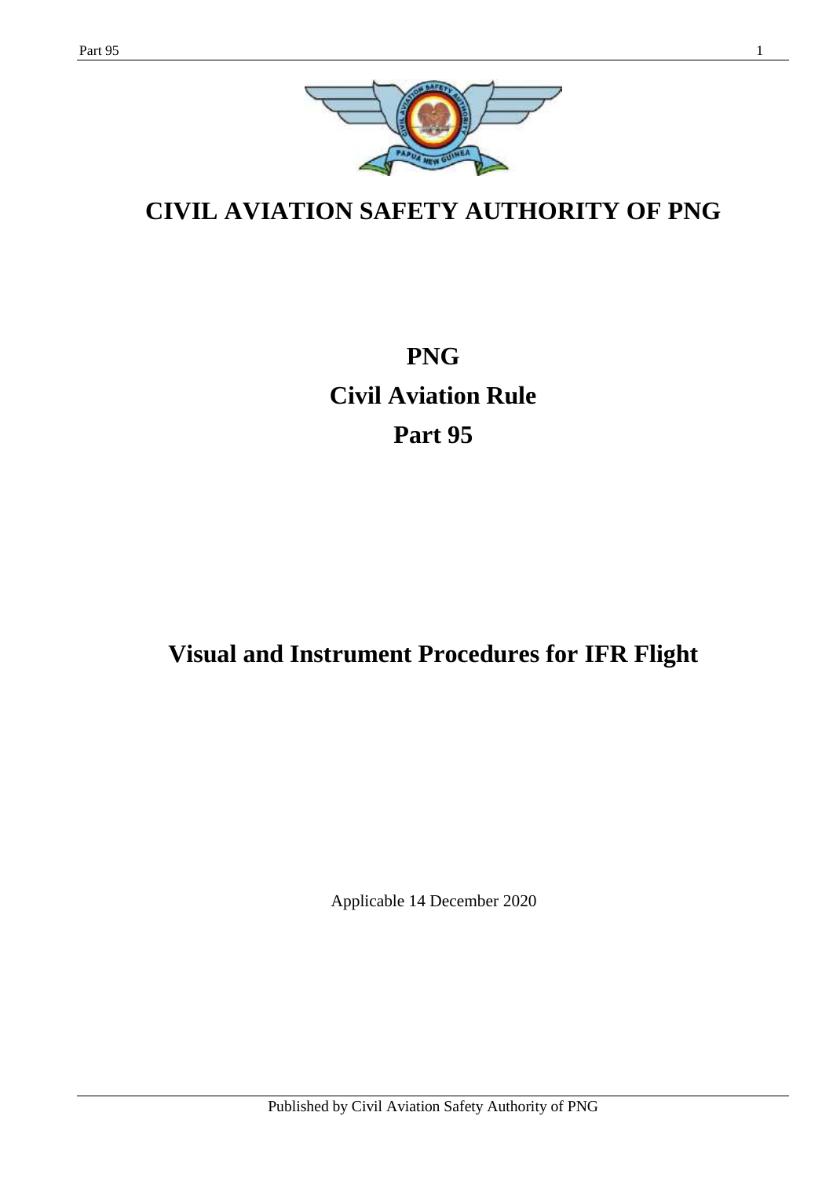# CIVIL AVIATION SAFETY AUTHORITY OF PNG

# PNG
# Civil Aviation Rule
# Part 95

## Visual and Instrument Procedures for IFR Flight

Applicable 14 December 2020

Published by Civil Aviation Safety Authority of PNG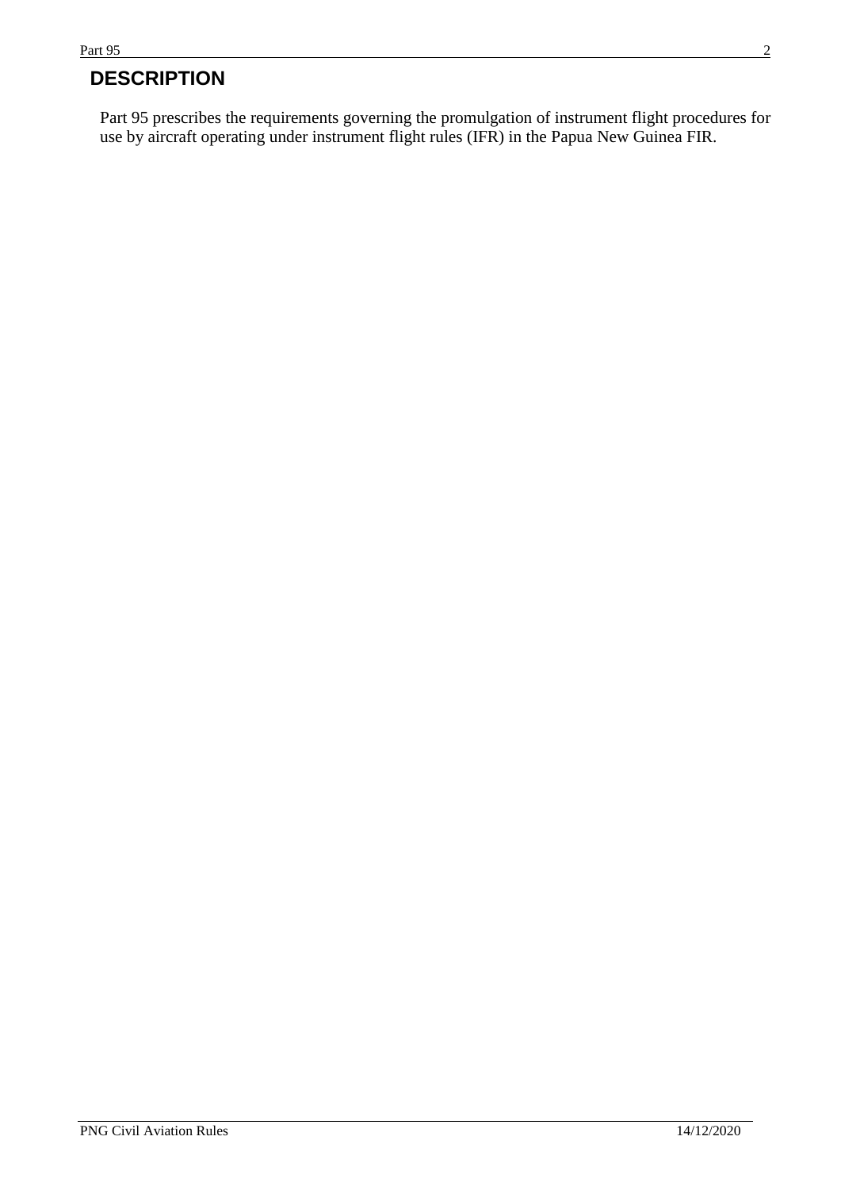# DESCRIPTION

Part 95 prescribes the requirements governing the promulgation of instrument flight procedures for use by aircraft operating under instrument flight rules (IFR) in the Papua New Guinea FIR.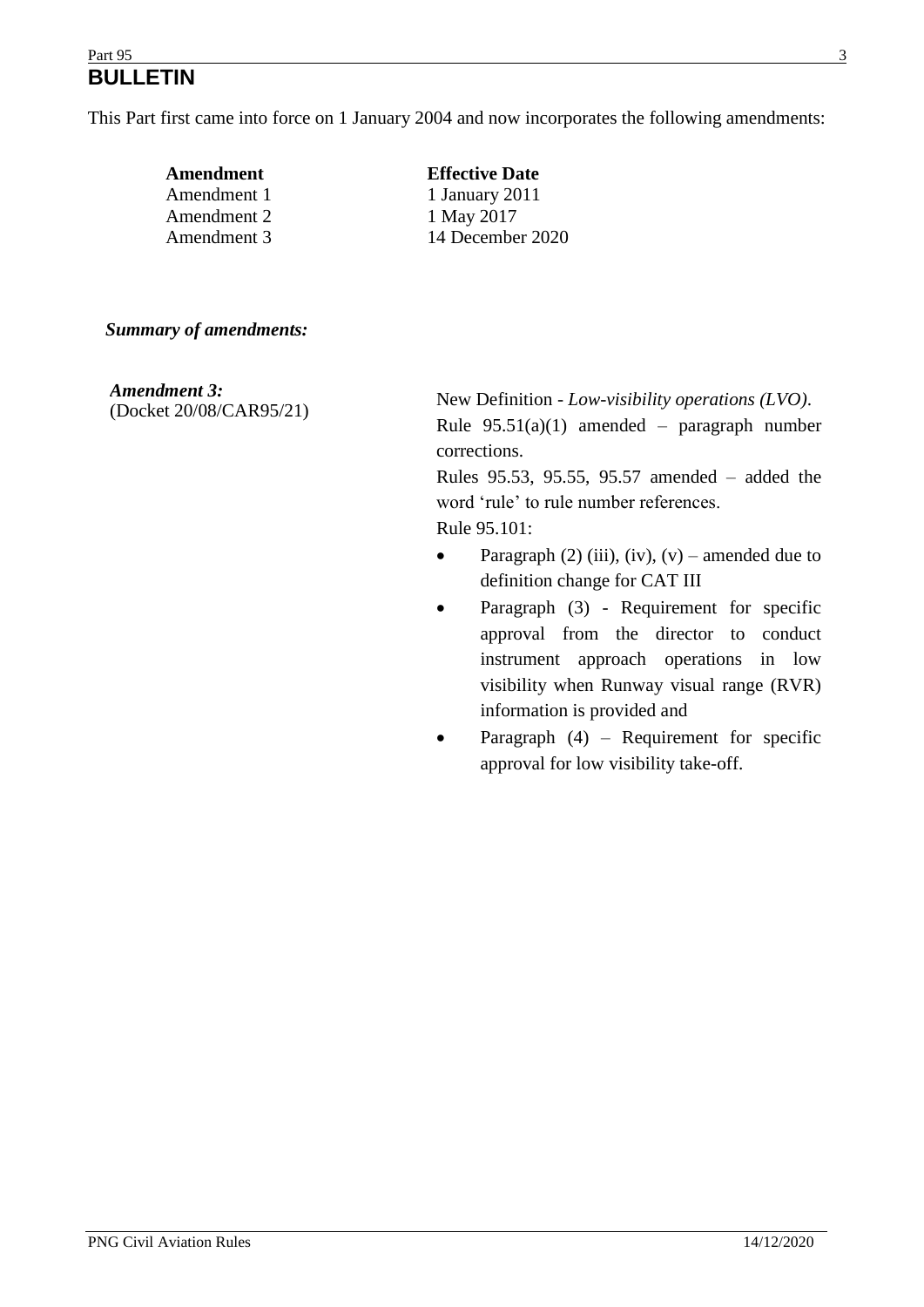# BULLETIN

This Part first came into force on 1 January 2004 and now incorporates the following amendments:

| Amendment | Effective Date |
|---|---|
| Amendment 1 | 1 January 2011 |
| Amendment 2 | 1 May 2017 |
| Amendment 3 | 14 December 2020 |

***Summary of amendments:***

***Amendment 3:***
(Docket 20/08/CAR95/21)

New Definition - *Low-visibility operations (LVO)*.

Rule 95.51(a)(1) amended – paragraph number corrections.

Rules 95.53, 95.55, 95.57 amended – added the word 'rule' to rule number references.

Rule 95.101:

- Paragraph (2) (iii), (iv), (v) – amended due to definition change for CAT III
- Paragraph (3) - Requirement for specific approval from the director to conduct instrument approach operations in low visibility when Runway visual range (RVR) information is provided and
- Paragraph (4) – Requirement for specific approval for low visibility take-off.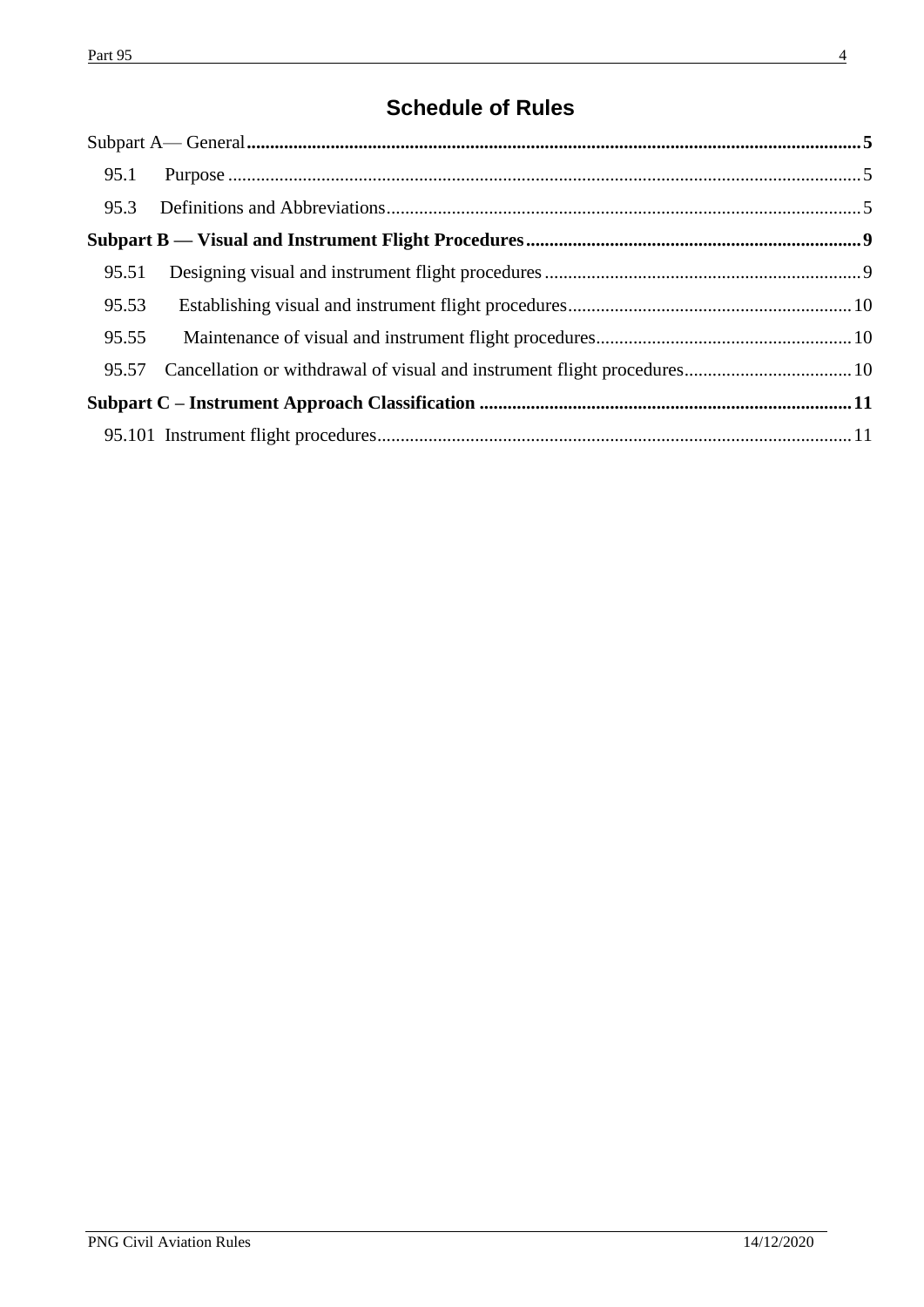# Schedule of Rules

Subpart A— General ..... 5

95.1 Purpose ..... 5

95.3 Definitions and Abbreviations ..... 5

**Subpart B — Visual and Instrument Flight Procedures ..... 9**

95.51 Designing visual and instrument flight procedures ..... 9

95.53 Establishing visual and instrument flight procedures ..... 10

95.55 Maintenance of visual and instrument flight procedures ..... 10

95.57 Cancellation or withdrawal of visual and instrument flight procedures ..... 10

**Subpart C – Instrument Approach Classification ..... 11**

95.101 Instrument flight procedures ..... 11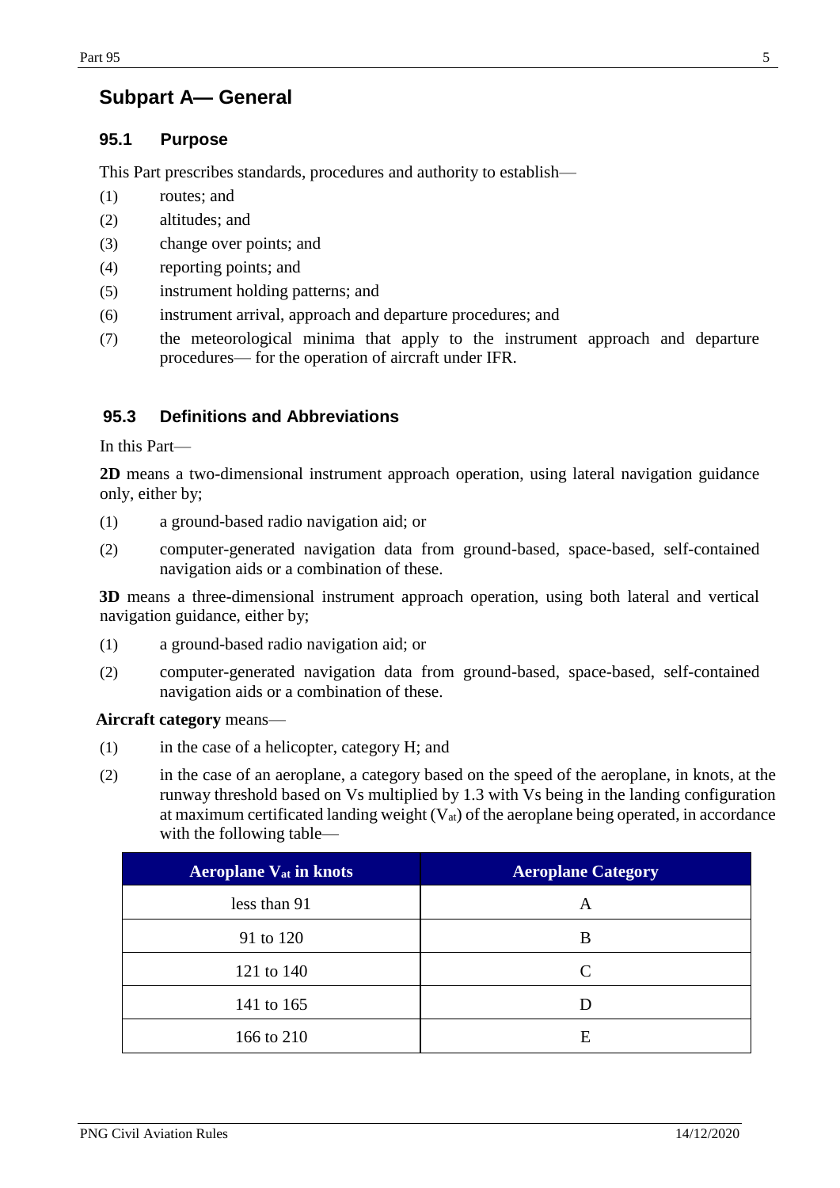## Subpart A— General

### 95.1 Purpose

This Part prescribes standards, procedures and authority to establish—

(1) routes; and

(2) altitudes; and

(3) change over points; and

(4) reporting points; and

(5) instrument holding patterns; and

(6) instrument arrival, approach and departure procedures; and

(7) the meteorological minima that apply to the instrument approach and departure procedures— for the operation of aircraft under IFR.

### 95.3 Definitions and Abbreviations

In this Part—

**2D** means a two-dimensional instrument approach operation, using lateral navigation guidance only, either by;

(1) a ground-based radio navigation aid; or

(2) computer-generated navigation data from ground-based, space-based, self-contained navigation aids or a combination of these.

**3D** means a three-dimensional instrument approach operation, using both lateral and vertical navigation guidance, either by;

(1) a ground-based radio navigation aid; or

(2) computer-generated navigation data from ground-based, space-based, self-contained navigation aids or a combination of these.

**Aircraft category** means—

(1) in the case of a helicopter, category H; and

(2) in the case of an aeroplane, a category based on the speed of the aeroplane, in knots, at the runway threshold based on Vs multiplied by 1.3 with Vs being in the landing configuration at maximum certificated landing weight ($V_{at}$) of the aeroplane being operated, in accordance with the following table—

| Aeroplane $V_{at}$ in knots | Aeroplane Category |
|---|---|
| less than 91 | A |
| 91 to 120 | B |
| 121 to 140 | C |
| 141 to 165 | D |
| 166 to 210 | E |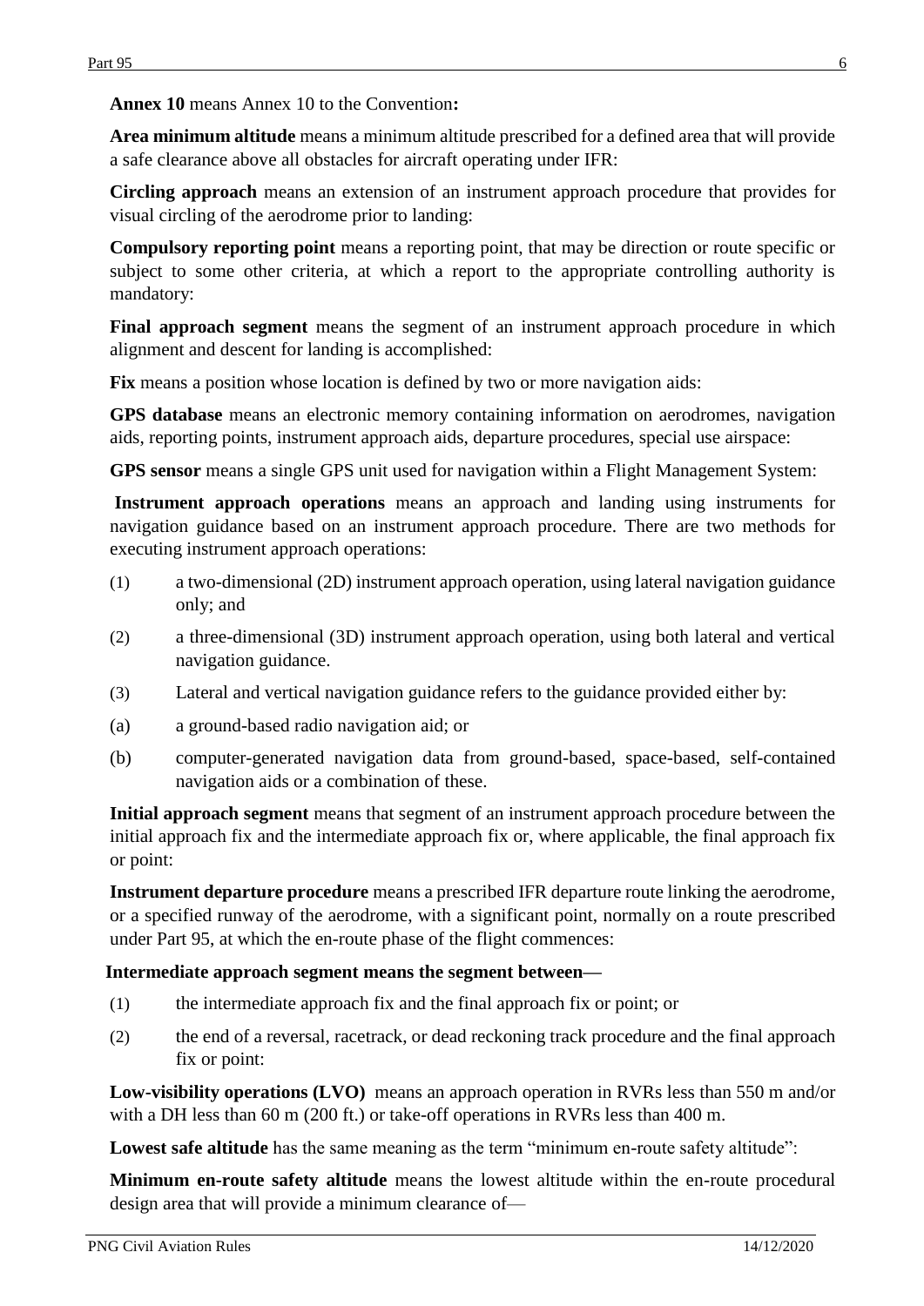**Annex 10** means Annex 10 to the Convention**:**

**Area minimum altitude** means a minimum altitude prescribed for a defined area that will provide a safe clearance above all obstacles for aircraft operating under IFR:

**Circling approach** means an extension of an instrument approach procedure that provides for visual circling of the aerodrome prior to landing:

**Compulsory reporting point** means a reporting point, that may be direction or route specific or subject to some other criteria, at which a report to the appropriate controlling authority is mandatory:

**Final approach segment** means the segment of an instrument approach procedure in which alignment and descent for landing is accomplished:

**Fix** means a position whose location is defined by two or more navigation aids:

**GPS database** means an electronic memory containing information on aerodromes, navigation aids, reporting points, instrument approach aids, departure procedures, special use airspace:

**GPS sensor** means a single GPS unit used for navigation within a Flight Management System:

**Instrument approach operations** means an approach and landing using instruments for navigation guidance based on an instrument approach procedure. There are two methods for executing instrument approach operations:

(1) a two-dimensional (2D) instrument approach operation, using lateral navigation guidance only; and

(2) a three-dimensional (3D) instrument approach operation, using both lateral and vertical navigation guidance.

(3) Lateral and vertical navigation guidance refers to the guidance provided either by:

(a) a ground-based radio navigation aid; or

(b) computer-generated navigation data from ground-based, space-based, self-contained navigation aids or a combination of these.

**Initial approach segment** means that segment of an instrument approach procedure between the initial approach fix and the intermediate approach fix or, where applicable, the final approach fix or point:

**Instrument departure procedure** means a prescribed IFR departure route linking the aerodrome, or a specified runway of the aerodrome, with a significant point, normally on a route prescribed under Part 95, at which the en-route phase of the flight commences:

**Intermediate approach segment means the segment between—**

(1) the intermediate approach fix and the final approach fix or point; or

(2) the end of a reversal, racetrack, or dead reckoning track procedure and the final approach fix or point:

**Low-visibility operations (LVO)** means an approach operation in RVRs less than 550 m and/or with a DH less than 60 m (200 ft.) or take-off operations in RVRs less than 400 m.

**Lowest safe altitude** has the same meaning as the term "minimum en-route safety altitude":

**Minimum en-route safety altitude** means the lowest altitude within the en-route procedural design area that will provide a minimum clearance of—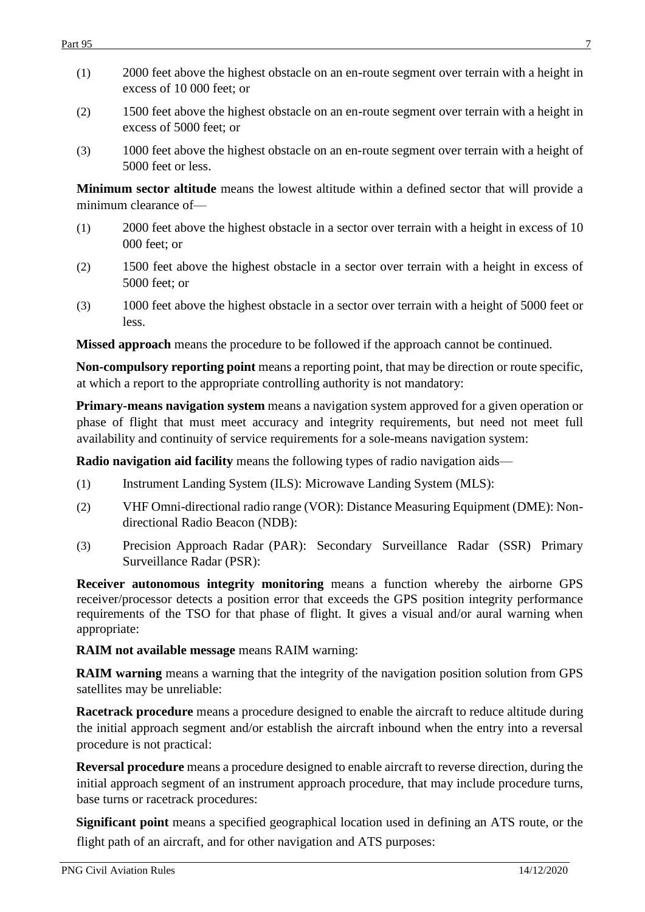(1) 2000 feet above the highest obstacle on an en-route segment over terrain with a height in excess of 10 000 feet; or

(2) 1500 feet above the highest obstacle on an en-route segment over terrain with a height in excess of 5000 feet; or

(3) 1000 feet above the highest obstacle on an en-route segment over terrain with a height of 5000 feet or less.

**Minimum sector altitude** means the lowest altitude within a defined sector that will provide a minimum clearance of—

(1) 2000 feet above the highest obstacle in a sector over terrain with a height in excess of 10 000 feet; or

(2) 1500 feet above the highest obstacle in a sector over terrain with a height in excess of 5000 feet; or

(3) 1000 feet above the highest obstacle in a sector over terrain with a height of 5000 feet or less.

**Missed approach** means the procedure to be followed if the approach cannot be continued.

**Non-compulsory reporting point** means a reporting point, that may be direction or route specific, at which a report to the appropriate controlling authority is not mandatory:

**Primary-means navigation system** means a navigation system approved for a given operation or phase of flight that must meet accuracy and integrity requirements, but need not meet full availability and continuity of service requirements for a sole-means navigation system:

**Radio navigation aid facility** means the following types of radio navigation aids—

(1) Instrument Landing System (ILS): Microwave Landing System (MLS):

(2) VHF Omni-directional radio range (VOR): Distance Measuring Equipment (DME): Non-directional Radio Beacon (NDB):

(3) Precision Approach Radar (PAR): Secondary Surveillance Radar (SSR) Primary Surveillance Radar (PSR):

**Receiver autonomous integrity monitoring** means a function whereby the airborne GPS receiver/processor detects a position error that exceeds the GPS position integrity performance requirements of the TSO for that phase of flight. It gives a visual and/or aural warning when appropriate:

**RAIM not available message** means RAIM warning:

**RAIM warning** means a warning that the integrity of the navigation position solution from GPS satellites may be unreliable:

**Racetrack procedure** means a procedure designed to enable the aircraft to reduce altitude during the initial approach segment and/or establish the aircraft inbound when the entry into a reversal procedure is not practical:

**Reversal procedure** means a procedure designed to enable aircraft to reverse direction, during the initial approach segment of an instrument approach procedure, that may include procedure turns, base turns or racetrack procedures:

**Significant point** means a specified geographical location used in defining an ATS route, or the flight path of an aircraft, and for other navigation and ATS purposes: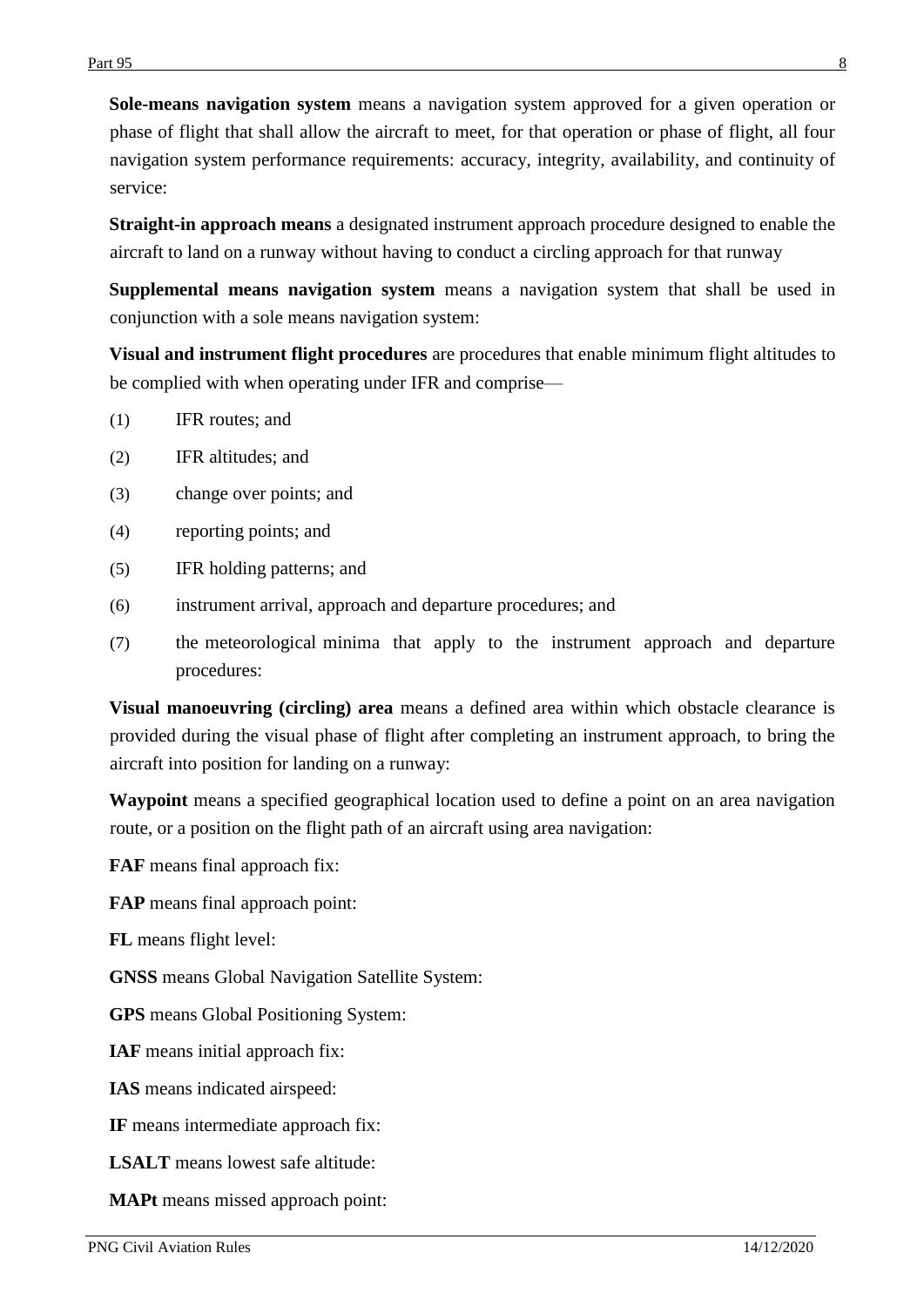**Sole-means navigation system** means a navigation system approved for a given operation or phase of flight that shall allow the aircraft to meet, for that operation or phase of flight, all four navigation system performance requirements: accuracy, integrity, availability, and continuity of service:

**Straight-in approach means** a designated instrument approach procedure designed to enable the aircraft to land on a runway without having to conduct a circling approach for that runway

**Supplemental means navigation system** means a navigation system that shall be used in conjunction with a sole means navigation system:

**Visual and instrument flight procedures** are procedures that enable minimum flight altitudes to be complied with when operating under IFR and comprise—

(1) IFR routes; and

(2) IFR altitudes; and

(3) change over points; and

(4) reporting points; and

(5) IFR holding patterns; and

(6) instrument arrival, approach and departure procedures; and

(7) the meteorological minima that apply to the instrument approach and departure procedures:

**Visual manoeuvring (circling) area** means a defined area within which obstacle clearance is provided during the visual phase of flight after completing an instrument approach, to bring the aircraft into position for landing on a runway:

**Waypoint** means a specified geographical location used to define a point on an area navigation route, or a position on the flight path of an aircraft using area navigation:

**FAF** means final approach fix:

**FAP** means final approach point:

**FL** means flight level:

**GNSS** means Global Navigation Satellite System:

**GPS** means Global Positioning System:

**IAF** means initial approach fix:

**IAS** means indicated airspeed:

**IF** means intermediate approach fix:

**LSALT** means lowest safe altitude:

**MAPt** means missed approach point: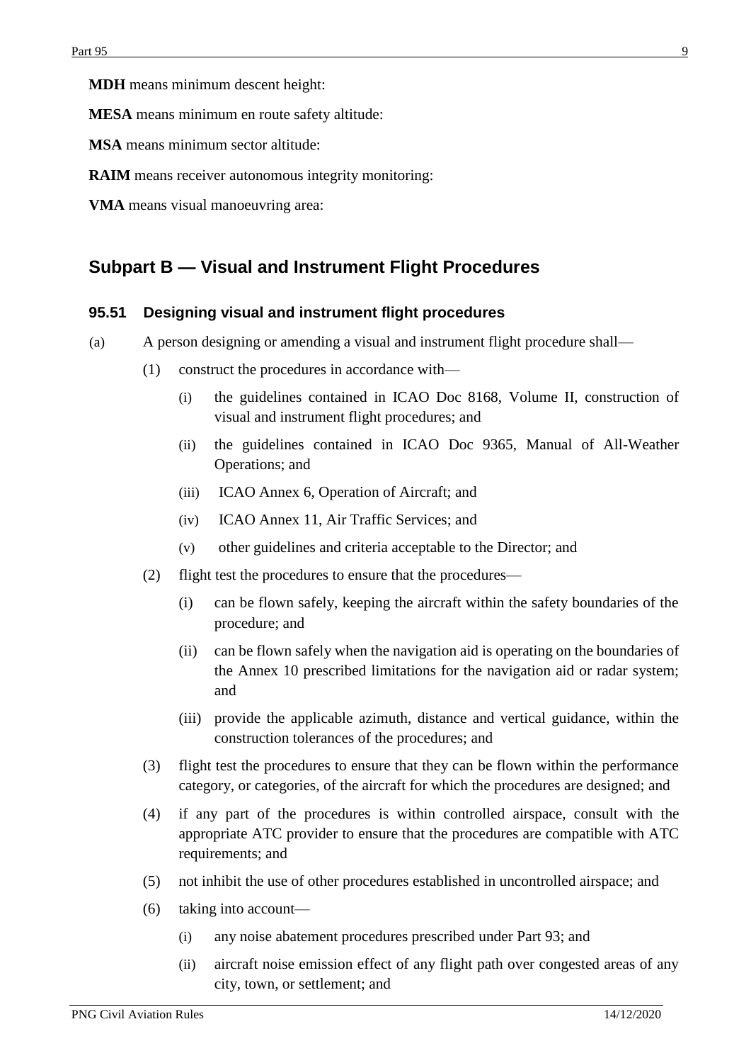**MDH** means minimum descent height:

**MESA** means minimum en route safety altitude:

**MSA** means minimum sector altitude:

**RAIM** means receiver autonomous integrity monitoring:

**VMA** means visual manoeuvring area:

## Subpart B — Visual and Instrument Flight Procedures

### 95.51 Designing visual and instrument flight procedures

(a) A person designing or amending a visual and instrument flight procedure shall—

- (1) construct the procedures in accordance with—
  - (i) the guidelines contained in ICAO Doc 8168, Volume II, construction of visual and instrument flight procedures; and
  - (ii) the guidelines contained in ICAO Doc 9365, Manual of All-Weather Operations; and
  - (iii) ICAO Annex 6, Operation of Aircraft; and
  - (iv) ICAO Annex 11, Air Traffic Services; and
  - (v) other guidelines and criteria acceptable to the Director; and
- (2) flight test the procedures to ensure that the procedures—
  - (i) can be flown safely, keeping the aircraft within the safety boundaries of the procedure; and
  - (ii) can be flown safely when the navigation aid is operating on the boundaries of the Annex 10 prescribed limitations for the navigation aid or radar system; and
  - (iii) provide the applicable azimuth, distance and vertical guidance, within the construction tolerances of the procedures; and
- (3) flight test the procedures to ensure that they can be flown within the performance category, or categories, of the aircraft for which the procedures are designed; and
- (4) if any part of the procedures is within controlled airspace, consult with the appropriate ATC provider to ensure that the procedures are compatible with ATC requirements; and
- (5) not inhibit the use of other procedures established in uncontrolled airspace; and
- (6) taking into account—
  - (i) any noise abatement procedures prescribed under Part 93; and
  - (ii) aircraft noise emission effect of any flight path over congested areas of any city, town, or settlement; and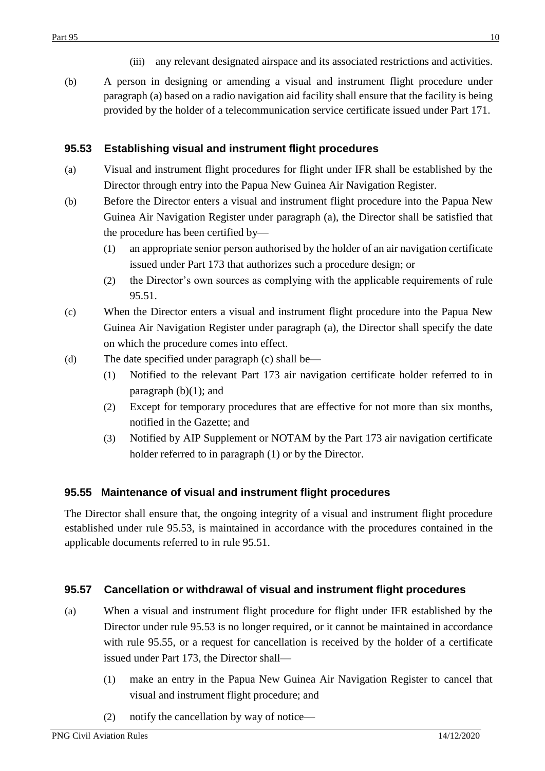(iii) any relevant designated airspace and its associated restrictions and activities.

(b) A person in designing or amending a visual and instrument flight procedure under paragraph (a) based on a radio navigation aid facility shall ensure that the facility is being provided by the holder of a telecommunication service certificate issued under Part 171.

### 95.53 Establishing visual and instrument flight procedures

(a) Visual and instrument flight procedures for flight under IFR shall be established by the Director through entry into the Papua New Guinea Air Navigation Register.

(b) Before the Director enters a visual and instrument flight procedure into the Papua New Guinea Air Navigation Register under paragraph (a), the Director shall be satisfied that the procedure has been certified by—

   (1) an appropriate senior person authorised by the holder of an air navigation certificate issued under Part 173 that authorizes such a procedure design; or

   (2) the Director's own sources as complying with the applicable requirements of rule 95.51.

(c) When the Director enters a visual and instrument flight procedure into the Papua New Guinea Air Navigation Register under paragraph (a), the Director shall specify the date on which the procedure comes into effect.

(d) The date specified under paragraph (c) shall be—

   (1) Notified to the relevant Part 173 air navigation certificate holder referred to in paragraph (b)(1); and

   (2) Except for temporary procedures that are effective for not more than six months, notified in the Gazette; and

   (3) Notified by AIP Supplement or NOTAM by the Part 173 air navigation certificate holder referred to in paragraph (1) or by the Director.

### 95.55 Maintenance of visual and instrument flight procedures

The Director shall ensure that, the ongoing integrity of a visual and instrument flight procedure established under rule 95.53, is maintained in accordance with the procedures contained in the applicable documents referred to in rule 95.51.

### 95.57 Cancellation or withdrawal of visual and instrument flight procedures

(a) When a visual and instrument flight procedure for flight under IFR established by the Director under rule 95.53 is no longer required, or it cannot be maintained in accordance with rule 95.55, or a request for cancellation is received by the holder of a certificate issued under Part 173, the Director shall—

   (1) make an entry in the Papua New Guinea Air Navigation Register to cancel that visual and instrument flight procedure; and

   (2) notify the cancellation by way of notice—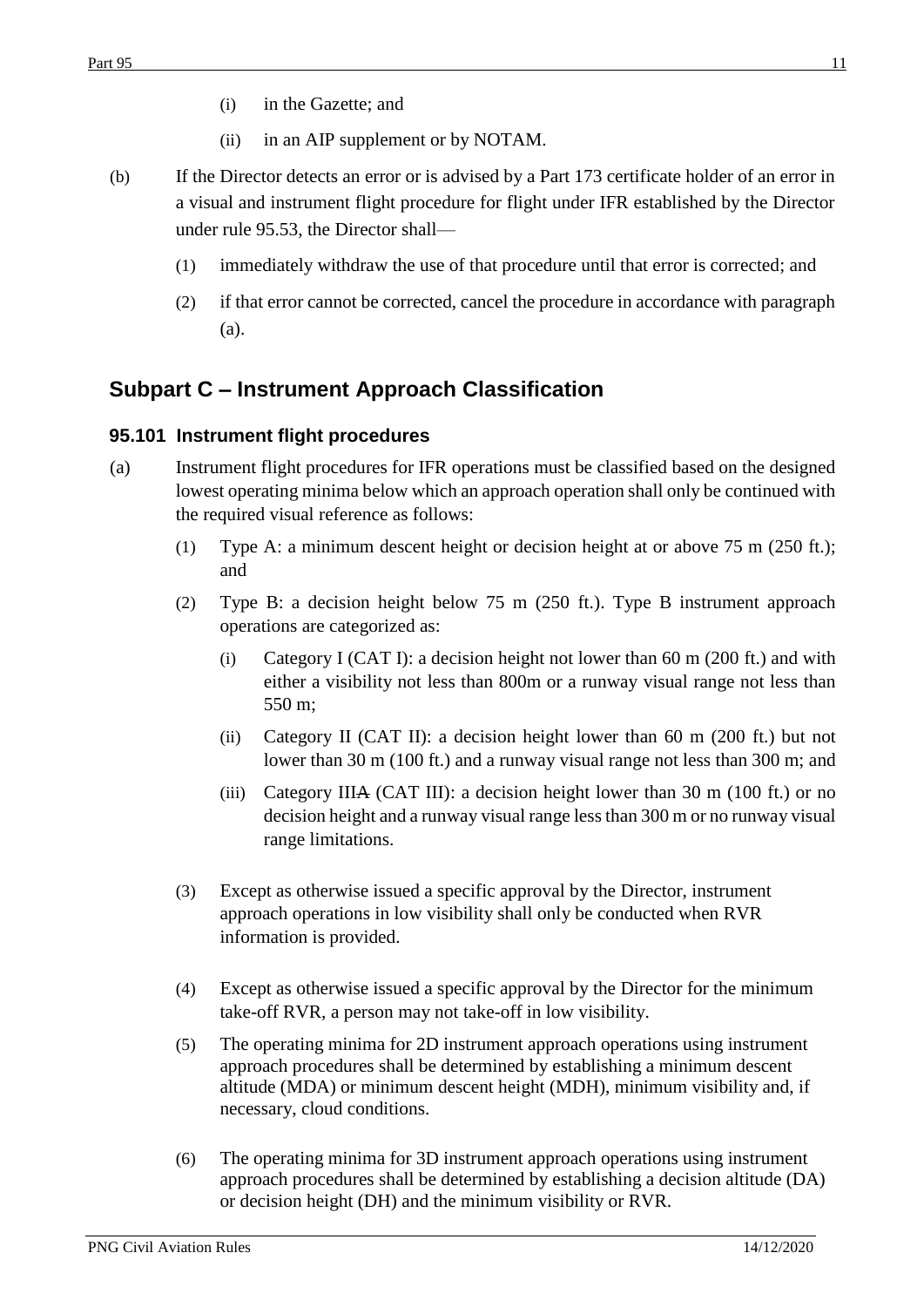(i) in the Gazette; and

(ii) in an AIP supplement or by NOTAM.

(b) If the Director detects an error or is advised by a Part 173 certificate holder of an error in a visual and instrument flight procedure for flight under IFR established by the Director under rule 95.53, the Director shall—

(1) immediately withdraw the use of that procedure until that error is corrected; and

(2) if that error cannot be corrected, cancel the procedure in accordance with paragraph (a).

## Subpart C – Instrument Approach Classification

### 95.101 Instrument flight procedures

(a) Instrument flight procedures for IFR operations must be classified based on the designed lowest operating minima below which an approach operation shall only be continued with the required visual reference as follows:

(1) Type A: a minimum descent height or decision height at or above 75 m (250 ft.); and

(2) Type B: a decision height below 75 m (250 ft.). Type B instrument approach operations are categorized as:

(i) Category I (CAT I): a decision height not lower than 60 m (200 ft.) and with either a visibility not less than 800m or a runway visual range not less than 550 m;

(ii) Category II (CAT II): a decision height lower than 60 m (200 ft.) but not lower than 30 m (100 ft.) and a runway visual range not less than 300 m; and

(iii) Category III~~A~~ (CAT III): a decision height lower than 30 m (100 ft.) or no decision height and a runway visual range less than 300 m or no runway visual range limitations.

(3) Except as otherwise issued a specific approval by the Director, instrument approach operations in low visibility shall only be conducted when RVR information is provided.

(4) Except as otherwise issued a specific approval by the Director for the minimum take-off RVR, a person may not take-off in low visibility.

(5) The operating minima for 2D instrument approach operations using instrument approach procedures shall be determined by establishing a minimum descent altitude (MDA) or minimum descent height (MDH), minimum visibility and, if necessary, cloud conditions.

(6) The operating minima for 3D instrument approach operations using instrument approach procedures shall be determined by establishing a decision altitude (DA) or decision height (DH) and the minimum visibility or RVR.